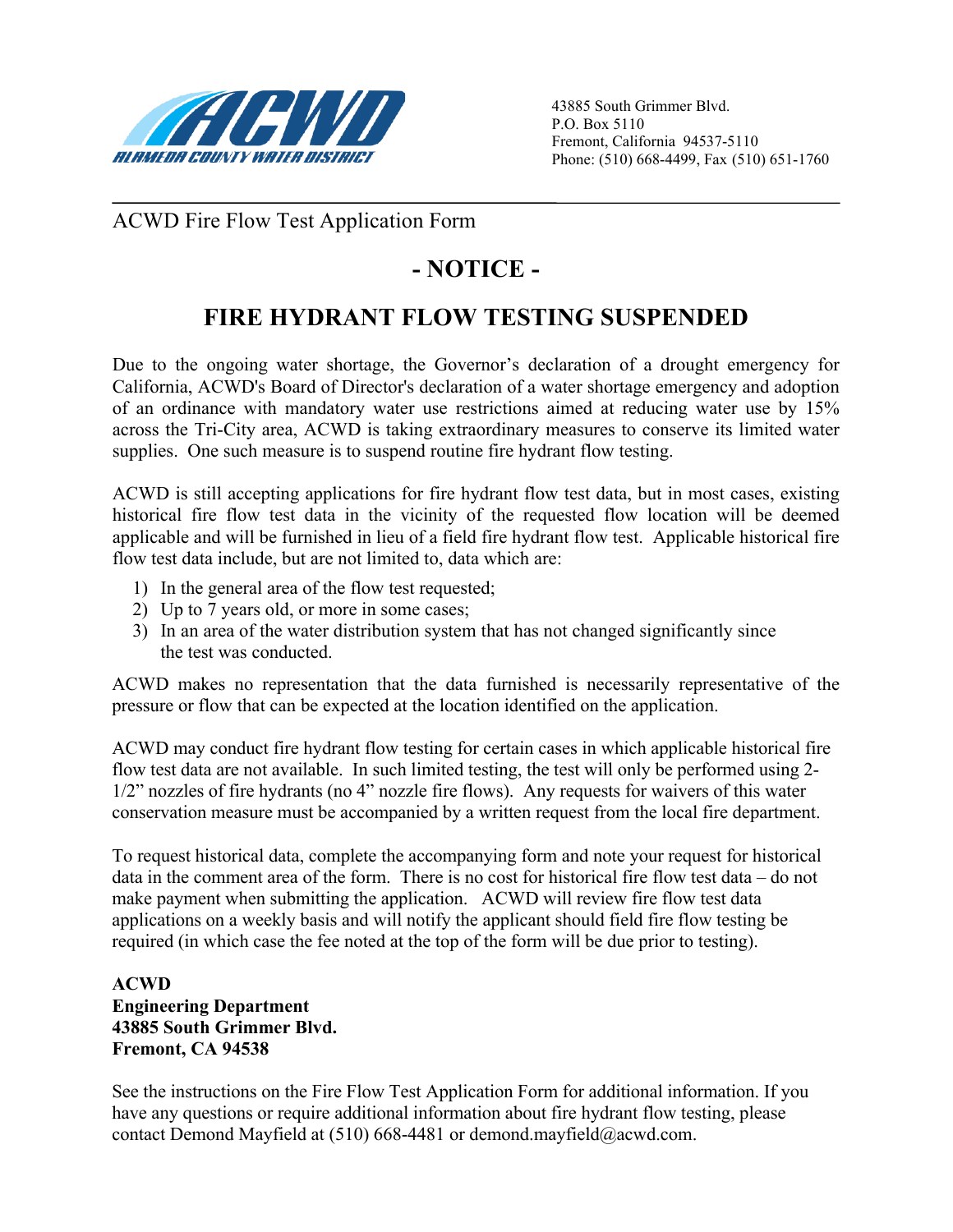ALAMEDA COUNTY WATER DISTRICT

43885 South Grimmer Blvd.
P.O. Box 5110
Fremont, California 94537-5110
Phone: (510) 668-4499, Fax (510) 651-1760

ACWD Fire Flow Test Application Form

# - NOTICE -

# FIRE HYDRANT FLOW TESTING SUSPENDED

Due to the ongoing water shortage, the Governor's declaration of a drought emergency for California, ACWD's Board of Director's declaration of a water shortage emergency and adoption of an ordinance with mandatory water use restrictions aimed at reducing water use by 15% across the Tri-City area, ACWD is taking extraordinary measures to conserve its limited water supplies. One such measure is to suspend routine fire hydrant flow testing.

ACWD is still accepting applications for fire hydrant flow test data, but in most cases, existing historical fire flow test data in the vicinity of the requested flow location will be deemed applicable and will be furnished in lieu of a field fire hydrant flow test. Applicable historical fire flow test data include, but are not limited to, data which are:

1) In the general area of the flow test requested;
2) Up to 7 years old, or more in some cases;
3) In an area of the water distribution system that has not changed significantly since the test was conducted.

ACWD makes no representation that the data furnished is necessarily representative of the pressure or flow that can be expected at the location identified on the application.

ACWD may conduct fire hydrant flow testing for certain cases in which applicable historical fire flow test data are not available. In such limited testing, the test will only be performed using 2-1/2" nozzles of fire hydrants (no 4" nozzle fire flows). Any requests for waivers of this water conservation measure must be accompanied by a written request from the local fire department.

To request historical data, complete the accompanying form and note your request for historical data in the comment area of the form. There is no cost for historical fire flow test data – do not make payment when submitting the application. ACWD will review fire flow test data applications on a weekly basis and will notify the applicant should field fire flow testing be required (in which case the fee noted at the top of the form will be due prior to testing).

**ACWD**
**Engineering Department**
**43885 South Grimmer Blvd.**
**Fremont, CA 94538**

See the instructions on the Fire Flow Test Application Form for additional information. If you have any questions or require additional information about fire hydrant flow testing, please contact Demond Mayfield at (510) 668-4481 or demond.mayfield@acwd.com.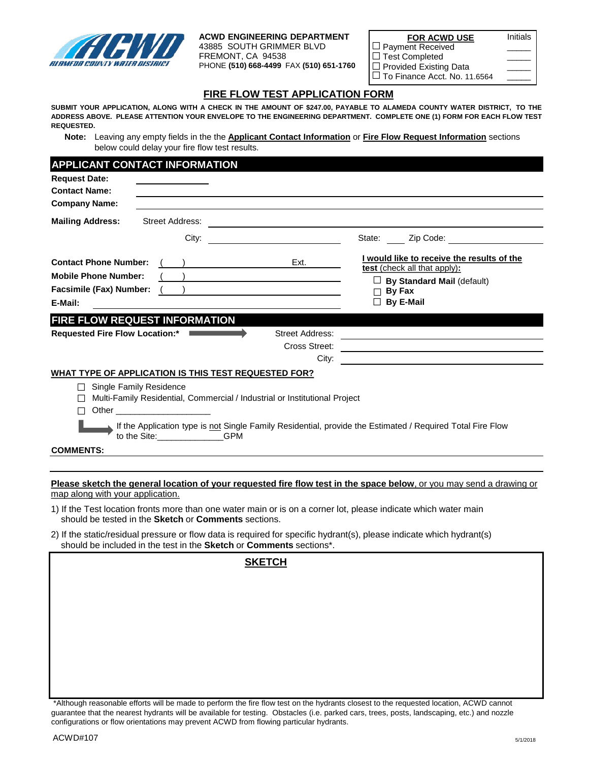**ACWD ENGINEERING DEPARTMENT**
43885 SOUTH GRIMMER BLVD
FREMONT, CA 94538
PHONE **(510) 668-4499** FAX **(510) 651-1760**

| **FOR ACWD USE** | Initials |
|---|---|
| ☐ Payment Received | _____ |
| ☐ Test Completed | _____ |
| ☐ Provided Existing Data | _____ |
| ☐ To Finance Acct. No. 11.6564 | _____ |

# FIRE FLOW TEST APPLICATION FORM

**SUBMIT YOUR APPLICATION, ALONG WITH A CHECK IN THE AMOUNT OF $247.00, PAYABLE TO ALAMEDA COUNTY WATER DISTRICT, TO THE ADDRESS ABOVE. PLEASE ATTENTION YOUR ENVELOPE TO THE ENGINEERING DEPARTMENT. COMPLETE ONE (1) FORM FOR EACH FLOW TEST REQUESTED.**

**Note:** Leaving any empty fields in the the **Applicant Contact Information** or **Fire Flow Request Information** sections below could delay your fire flow test results.

## APPLICANT CONTACT INFORMATION

**Request Date:** ____________

**Contact Name:** ____________

**Company Name:** ____________

**Mailing Address:** Street Address: ____________

City: ____________ State: ____ Zip Code: ____________

**Contact Phone Number:** (    ) ____________ Ext. ____

**Mobile Phone Number:** (    ) ____________

**Facsimile (Fax) Number:** (    ) ____________

**E-Mail:** ____________

**I would like to receive the results of the test** (check all that apply)**:**

- ☐ **By Standard Mail** (default)
- ☐ **By Fax**
- ☐ **By E-Mail**

## FIRE FLOW REQUEST INFORMATION

**Requested Fire Flow Location:*** → Street Address: ____________

Cross Street: ____________

City: ____________

**WHAT TYPE OF APPLICATION IS THIS TEST REQUESTED FOR?**

- ☐ Single Family Residence
- ☐ Multi-Family Residential, Commercial / Industrial or Institutional Project
- ☐ Other ____________________

If the Application type is not Single Family Residential, provide the Estimated / Required Total Fire Flow to the Site:______________GPM

**COMMENTS:** ____________

**Please sketch the general location of your requested fire flow test in the space below**, or you may send a drawing or map along with your application.

1) If the Test location fronts more than one water main or is on a corner lot, please indicate which water main should be tested in the **Sketch** or **Comments** sections.

2) If the static/residual pressure or flow data is required for specific hydrant(s), please indicate which hydrant(s) should be included in the test in the **Sketch** or **Comments** sections*.

## SKETCH

*Although reasonable efforts will be made to perform the fire flow test on the hydrants closest to the requested location, ACWD cannot guarantee that the nearest hydrants will be available for testing. Obstacles (i.e. parked cars, trees, posts, landscaping, etc.) and nozzle configurations or flow orientations may prevent ACWD from flowing particular hydrants.

ACWD#107 5/1/2018